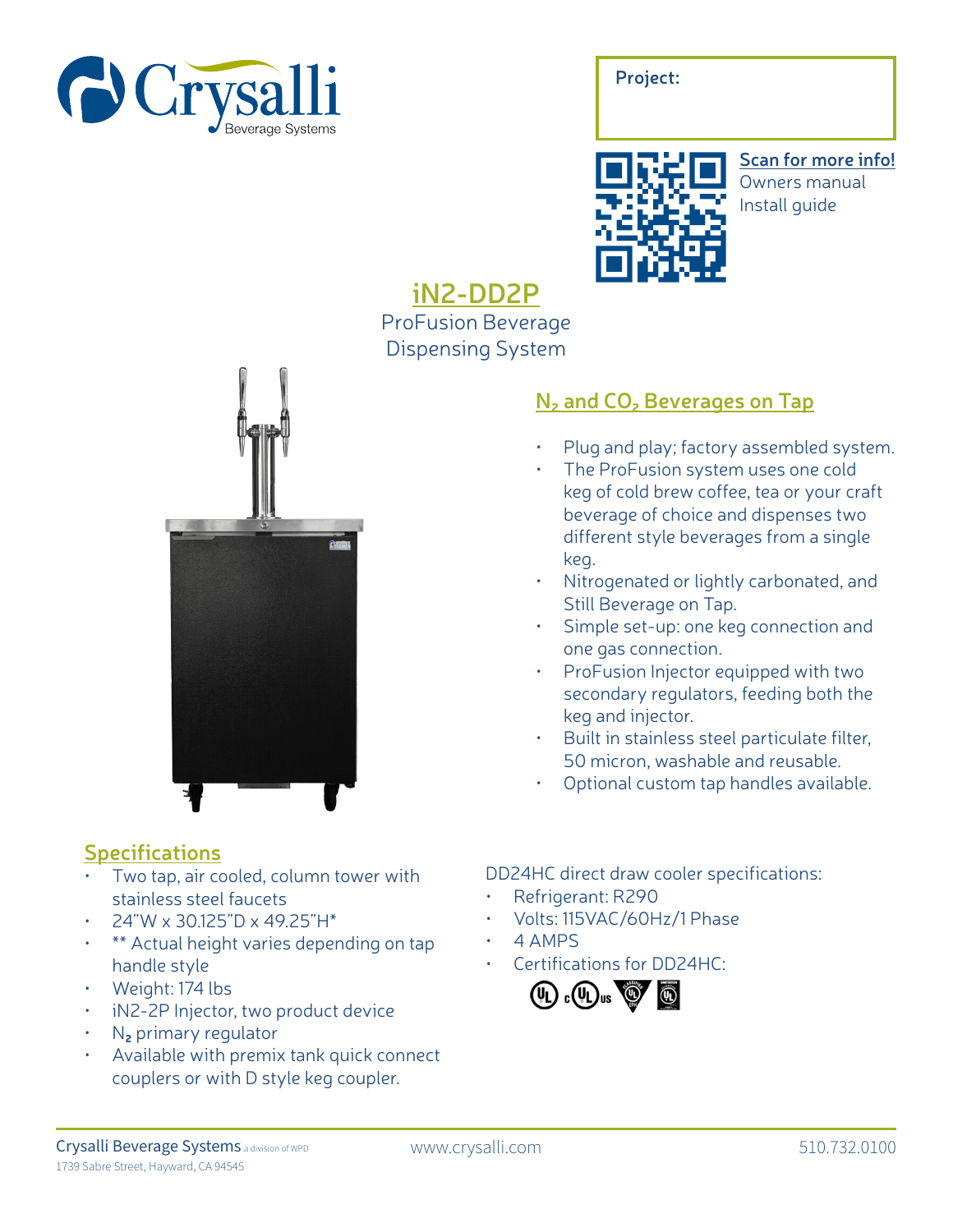Crysalli Beverage Systems

**Project:**

**Scan for more info!**
Owners manual
Install guide

# iN2-DD2P

ProFusion Beverage Dispensing System

## $N_2$ and $CO_2$ Beverages on Tap

- Plug and play; factory assembled system.
- The ProFusion system uses one cold keg of cold brew coffee, tea or your craft beverage of choice and dispenses two different style beverages from a single keg.
- Nitrogenated or lightly carbonated, and Still Beverage on Tap.
- Simple set-up: one keg connection and one gas connection.
- ProFusion Injector equipped with two secondary regulators, feeding both the keg and injector.
- Built in stainless steel particulate filter, 50 micron, washable and reusable.
- Optional custom tap handles available.

## Specifications

- Two tap, air cooled, column tower with stainless steel faucets
- 24"W x 30.125"D x 49.25"H*
- ** Actual height varies depending on tap handle style
- Weight: 174 lbs
- iN2-2P Injector, two product device
- $N_2$ primary regulator
- Available with premix tank quick connect couplers or with D style keg coupler.

DD24HC direct draw cooler specifications:

- Refrigerant: R290
- Volts: 115VAC/60Hz/1 Phase
- 4 AMPS
- Certifications for DD24HC:

Crysalli Beverage Systems a division of WPD
1739 Sabre Street, Hayward, CA 94545

www.crysalli.com

510.732.0100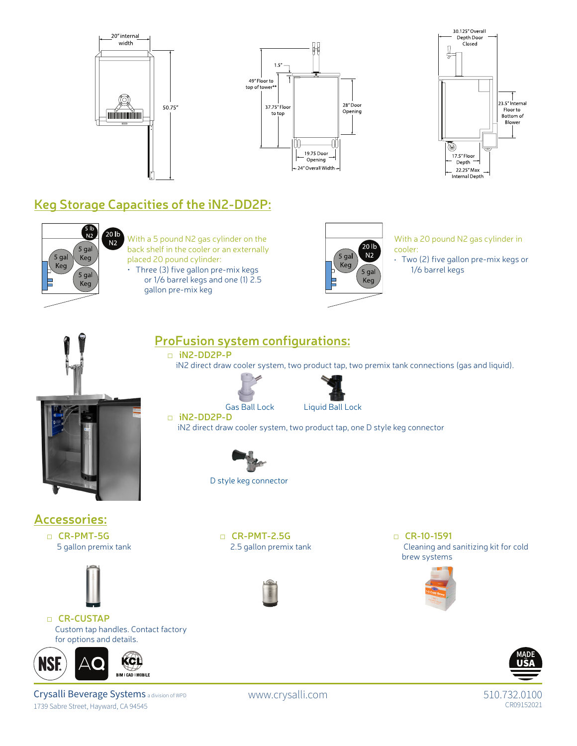20" internal width

50.75"

49" Floor to top of tower**

1.5"

37.75" Floor to top

28" Door Opening

19.75 Door Opening

24" Overall Width

30.125" Overall Depth Door Closed

23.5" Internal Floor to Bottom of Blower

17.5" Floor Depth

22.25" Max Internal Depth

## Keg Storage Capacities of the iN2-DD2P:

5 lb N2

20 lb N2

5 gal Keg

5 gal Keg

5 gal Keg

With a 5 pound N2 gas cylinder on the back shelf in the cooler or an externally placed 20 pound cylinder:

- Three (3) five gallon pre-mix kegs or 1/6 barrel kegs and one (1) 2.5 gallon pre-mix keg

20 lb N2

5 gal Keg

5 gal Keg

With a 20 pound N2 gas cylinder in cooler:

- Two (2) five gallon pre-mix kegs or 1/6 barrel kegs

## ProFusion system configurations:

☐ **iN2-DD2P-P**

iN2 direct draw cooler system, two product tap, two premix tank connections (gas and liquid).

Gas Ball Lock

Liquid Ball Lock

☐ **iN2-DD2P-D**

iN2 direct draw cooler system, two product tap, one D style keg connector

D style keg connector

## Accessories:

☐ **CR-PMT-5G**

5 gallon premix tank

☐ **CR-PMT-2.5G**

2.5 gallon premix tank

☐ **CR-10-1591**

Cleaning and sanitizing kit for cold brew systems

☐ **CR-CUSTAP**

Custom tap handles. Contact factory for options and details.

NSF · AQ · KCL BIM | CAD | MOBILE · MADE IN USA

Crysalli Beverage Systems a division of WPD
1739 Sabre Street, Hayward, CA 94545

www.crysalli.com

510.732.0100
CR09152021